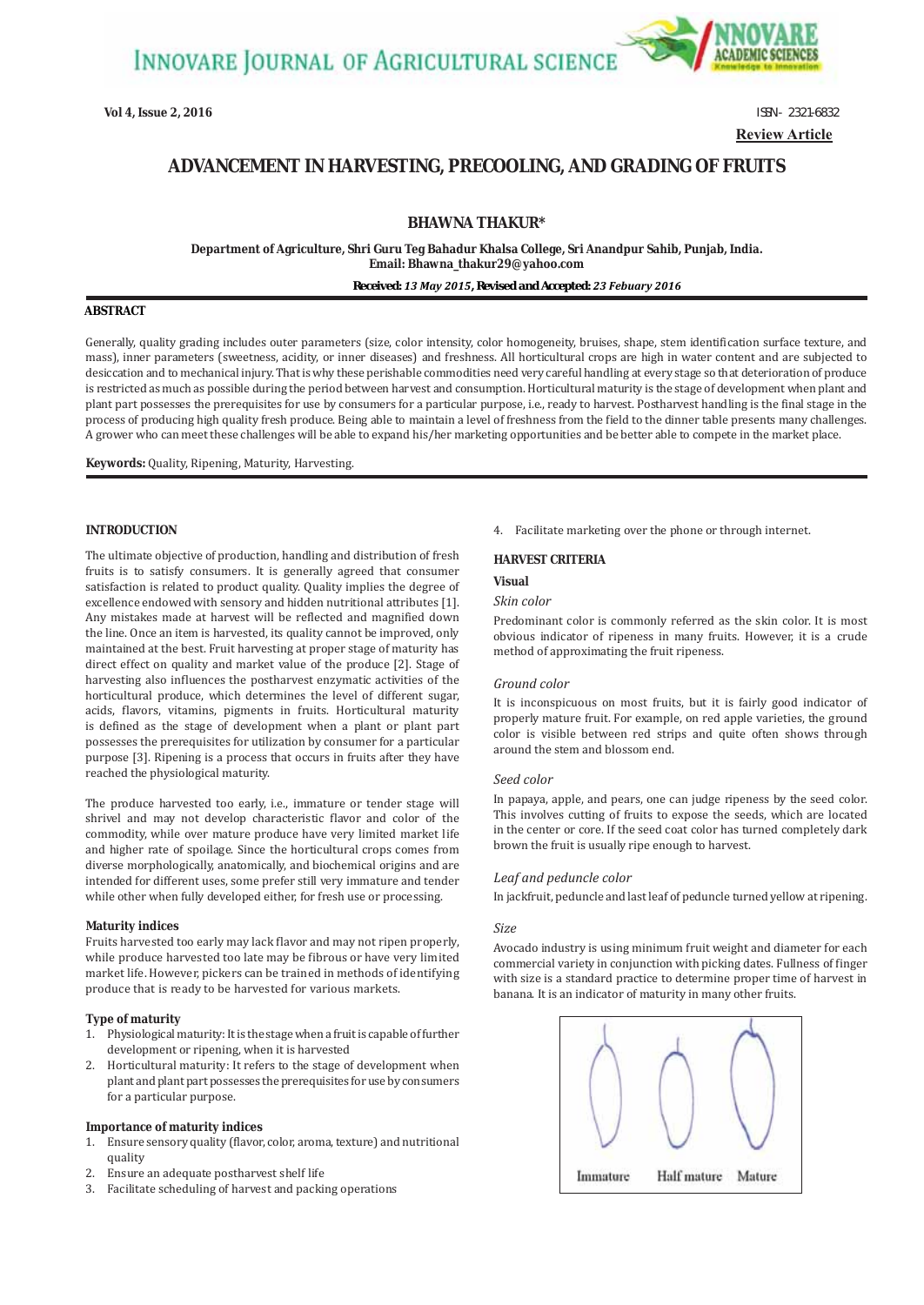Review Article

# ADVANCEMENT IN HARVESTING, PRECOOLING, AND GRADING OF FRUITS

**BHAWNA THAKUR***

**Department of Agriculture, Shri Guru Teg Bahadur Khalsa College, Sri Anandpur Sahib, Punjab, India.**
**Email: Bhawna_thakur29@yahoo.com**

***Received:** 13 May 2015*, ***Revised and Accepted:** 23 Febuary 2016*

## ABSTRACT

Generally, quality grading includes outer parameters (size, color intensity, color homogeneity, bruises, shape, stem identification surface texture, and mass), inner parameters (sweetness, acidity, or inner diseases) and freshness. All horticultural crops are high in water content and are subjected to desiccation and to mechanical injury. That is why these perishable commodities need very careful handling at every stage so that deterioration of produce is restricted as much as possible during the period between harvest and consumption. Horticultural maturity is the stage of development when plant and plant part possesses the prerequisites for use by consumers for a particular purpose, i.e., ready to harvest. Postharvest handling is the final stage in the process of producing high quality fresh produce. Being able to maintain a level of freshness from the field to the dinner table presents many challenges. A grower who can meet these challenges will be able to expand his/her marketing opportunities and be better able to compete in the market place.

**Keywords:** Quality, Ripening, Maturity, Harvesting.

## INTRODUCTION

The ultimate objective of production, handling and distribution of fresh fruits is to satisfy consumers. It is generally agreed that consumer satisfaction is related to product quality. Quality implies the degree of excellence endowed with sensory and hidden nutritional attributes [1]. Any mistakes made at harvest will be reflected and magnified down the line. Once an item is harvested, its quality cannot be improved, only maintained at the best. Fruit harvesting at proper stage of maturity has direct effect on quality and market value of the produce [2]. Stage of harvesting also influences the postharvest enzymatic activities of the horticultural produce, which determines the level of different sugar, acids, flavors, vitamins, pigments in fruits. Horticultural maturity is defined as the stage of development when a plant or plant part possesses the prerequisites for utilization by consumer for a particular purpose [3]. Ripening is a process that occurs in fruits after they have reached the physiological maturity.

The produce harvested too early, i.e., immature or tender stage will shrivel and may not develop characteristic flavor and color of the commodity, while over mature produce have very limited market life and higher rate of spoilage. Since the horticultural crops comes from diverse morphologically, anatomically, and biochemical origins and are intended for different uses, some prefer still very immature and tender while other when fully developed either, for fresh use or for processing.

### Maturity indices

Fruits harvested too early may lack flavor and may not ripen properly, while produce harvested too late may be fibrous or have very limited market life. However, pickers can be trained in methods of identifying produce that is ready to be harvested for various markets.

### Type of maturity

1. Physiological maturity: It is the stage when a fruit is capable of further development or ripening, when it is harvested
2. Horticultural maturity: It refers to the stage of development when plant and plant part possesses the prerequisites for use by consumers for a particular purpose.

### Importance of maturity indices

1. Ensure sensory quality (flavor, color, aroma, texture) and nutritional quality
2. Ensure an adequate postharvest shelf life
3. Facilitate scheduling of harvest and packing operations
4. Facilitate marketing over the phone or through internet.

## HARVEST CRITERIA

### Visual

#### *Skin color*

Predominant color is commonly referred as the skin color. It is most obvious indicator of ripeness in many fruits. However, it is a crude method of approximating the fruit ripeness.

#### *Ground color*

It is inconspicuous on most fruits, but it is fairly good indicator of properly mature fruit. For example, on red apple varieties, the ground color is visible between red strips and quite often shows through around the stem and blossom end.

#### *Seed color*

In papaya, apple, and pears, one can judge ripeness by the seed color. This involves cutting of fruits to expose the seeds, which are located in the center or core. If the seed coat color has turned completely dark brown the fruit is usually ripe enough to harvest.

#### *Leaf and peduncle color*

In jackfruit, peduncle and last leaf of peduncle turned yellow at ripening.

#### *Size*

Avocado industry is using minimum fruit weight and diameter for each commercial variety in conjunction with picking dates. Fullness of finger with size is a standard practice to determine proper time of harvest in banana. It is an indicator of maturity in many other fruits.

Immature Half mature Mature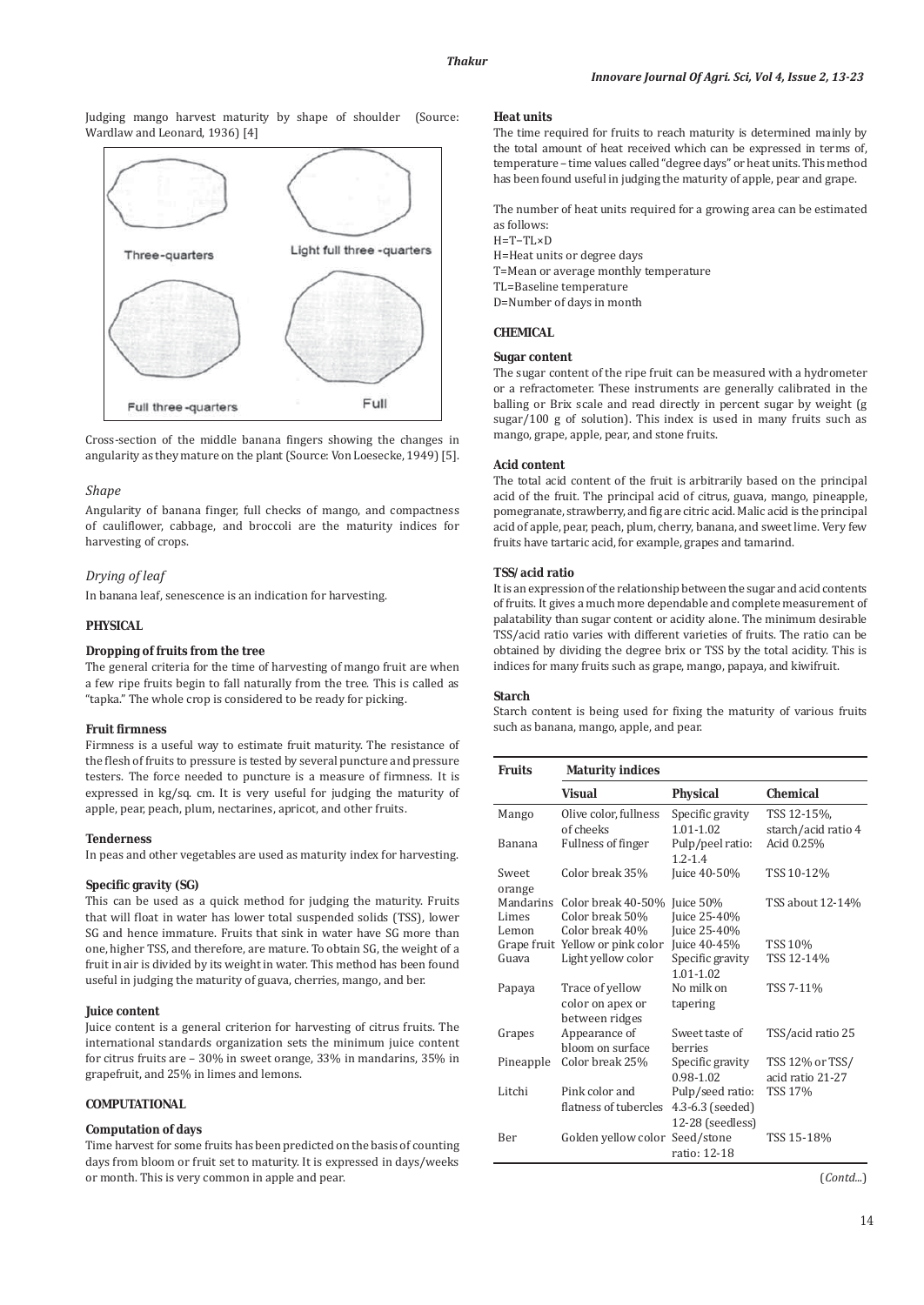Judging mango harvest maturity by shape of shoulder (Source: Wardlaw and Leonard, 1936) [4]

Cross-section of the middle banana fingers showing the changes in angularity as they mature on the plant (Source: Von Loesecke, 1949) [5].

*Shape*

Angularity of banana finger, full checks of mango, and compactness of cauliflower, cabbage, and broccoli are the maturity indices for harvesting of crops.

*Drying of leaf*

In banana leaf, senescence is an indication for harvesting.

### PHYSICAL

#### Dropping of fruits from the tree

The general criteria for the time of harvesting of mango fruit are when a few ripe fruits begin to fall naturally from the tree. This is called as "tapka." The whole crop is considered to be ready for picking.

#### Fruit firmness

Firmness is a useful way to estimate fruit maturity. The resistance of the flesh of fruits to pressure is tested by several puncture and pressure testers. The force needed to puncture is a measure of firmness. It is expressed in kg/sq. cm. It is very useful for judging the maturity of apple, pear, peach, plum, nectarines, apricot, and other fruits.

#### Tenderness

In peas and other vegetables are used as maturity index for harvesting.

#### Specific gravity (SG)

This can be used as a quick method for judging the maturity. Fruits that will float in water has lower total suspended solids (TSS), lower SG and hence immature. Fruits that sink in water have SG more than one, higher TSS, and therefore, are mature. To obtain SG, the weight of a fruit in air is divided by its weight in water. This method has been found useful in judging the maturity of guava, cherries, mango, and ber.

#### Juice content

Juice content is a general criterion for harvesting of citrus fruits. The international standards organization sets the minimum juice content for citrus fruits are – 30% in sweet orange, 33% in mandarins, 35% in grapefruit, and 25% in limes and lemons.

### COMPUTATIONAL

#### Computation of days

Time harvest for some fruits has been predicted on the basis of counting days from bloom or fruit set to maturity. It is expressed in days/weeks or month. This is very common in apple and pear.

#### Heat units

The time required for fruits to reach maturity is determined mainly by the total amount of heat received which can be expressed in terms of, temperature – time values called "degree days" or heat units. This method has been found useful in judging the maturity of apple, pear and grape.

The number of heat units required for a growing area can be estimated as follows:

$H = T - TL \times D$

H=Heat units or degree days

T=Mean or average monthly temperature

TL=Baseline temperature

D=Number of days in month

### CHEMICAL

#### Sugar content

The sugar content of the ripe fruit can be measured with a hydrometer or a refractometer. These instruments are generally calibrated in the balling or Brix scale and read directly in percent sugar by weight (g sugar/100 g of solution). This index is used in many fruits such as mango, grape, apple, pear, and stone fruits.

#### Acid content

The total acid content of the fruit is arbitrarily based on the principal acid of the fruit. The principal acid of citrus, guava, mango, pineapple, pomegranate, strawberry, and fig are citric acid. Malic acid is the principal acid of apple, pear, peach, plum, cherry, banana, and sweet lime. Very few fruits have tartaric acid, for example, grapes and tamarind.

#### TSS/acid ratio

It is an expression of the relationship between the sugar and acid contents of fruits. It gives a much more dependable and complete measurement of palatability than sugar content or acidity alone. The minimum desirable TSS/acid ratio varies with different varieties of fruits. The ratio can be obtained by dividing the degree brix or TSS by the total acidity. This is indices for many fruits such as grape, mango, papaya, and kiwifruit.

#### Starch

Starch content is being used for fixing the maturity of various fruits such as banana, mango, apple, and pear.

| Fruits | Maturity indices | | |
|---|---|---|---|
| | **Visual** | **Physical** | **Chemical** |
| Mango | Olive color, fullness of cheeks | Specific gravity 1.01-1.02 | TSS 12-15%, starch/acid ratio 4 |
| Banana | Fullness of finger | Pulp/peel ratio: 1.2-1.4 | Acid 0.25% |
| Sweet orange | Color break 35% | Juice 40-50% | TSS 10-12% |
| Mandarins | Color break 40-50% | Juice 50% | TSS about 12-14% |
| Limes | Color break 50% | Juice 25-40% | |
| Lemon | Color break 40% | Juice 25-40% | |
| Grape fruit | Yellow or pink color | Juice 40-45% | TSS 10% |
| Guava | Light yellow color | Specific gravity 1.01-1.02 | TSS 12-14% |
| Papaya | Trace of yellow color on apex or between ridges | No milk on tapering | TSS 7-11% |
| Grapes | Appearance of bloom on surface | Sweet taste of berries | TSS/acid ratio 25 |
| Pineapple | Color break 25% | Specific gravity 0.98-1.02 | TSS 12% or TSS/acid ratio 21-27 |
| Litchi | Pink color and flatness of tubercles | Pulp/seed ratio: 4.3-6.3 (seeded) 12-28 (seedless) | TSS 17% |
| Ber | Golden yellow color | Seed/stone ratio: 12-18 | TSS 15-18% |

(*Contd...*)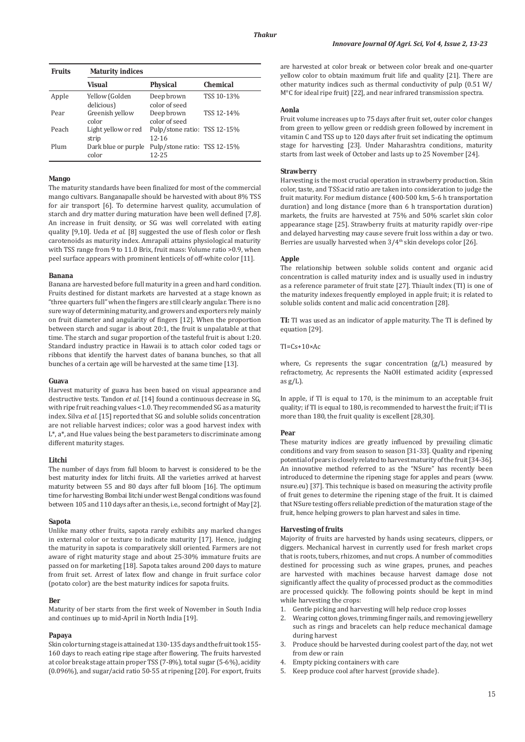| Fruits | Maturity indices | | |
|---|---|---|---|
| | Visual | Physical | Chemical |
| Apple | Yellow (Golden delicious) | Deep brown color of seed | TSS 10-13% |
| Pear | Greenish yellow color | Deep brown color of seed | TSS 12-14% |
| Peach | Light yellow or red strip | Pulp/stone ratio: 12-16 | TSS 12-15% |
| Plum | Dark blue or purple color | Pulp/stone ratio: 12-25 | TSS 12-15% |

#### Mango

The maturity standards have been finalized for most of the commercial mango cultivars. Banganapalle should be harvested with about 8% TSS for air transport [6]. To determine harvest quality, accumulation of starch and dry matter during maturation have been well defined [7,8]. An increase in fruit density, or SG was well correlated with eating quality [9,10]. Ueda *et al.* [8] suggested the use of flesh color or flesh carotenoids as maturity index. Amrapali attains physiological maturity with TSS range from 9 to 11.0 Brix, fruit mass: Volume ratio >0.9, when peel surface appears with prominent lenticels of off-white color [11].

#### Banana

Banana are harvested before full maturity in a green and hard condition. Fruits destined for distant markets are harvested at a stage known as "three quarters full" when the fingers are still clearly angular. There is no sure way of determining maturity, and growers and exporters rely mainly on fruit diameter and angularity of fingers [12]. When the proportion between starch and sugar is about 20:1, the fruit is unpalatable at that time. The starch and sugar proportion of the tasteful fruit is about 1:20. Standard industry practice in Hawaii is to attach color coded tags or ribbons that identify the harvest dates of banana bunches, so that all bunches of a certain age will be harvested at the same time [13].

#### Guava

Harvest maturity of guava has been based on visual appearance and destructive tests. Tandon *et al.* [14] found a continuous decrease in SG, with ripe fruit reaching values <1.0. They recommended SG as a maturity index. Silva *et al.* [15] reported that SG and soluble solids concentration are not reliable harvest indices; color was a good harvest index with L*, a*, and Hue values being the best parameters to discriminate among different maturity stages.

#### Litchi

The number of days from full bloom to harvest is considered to be the best maturity index for litchi fruits. All the varieties arrived at harvest maturity between 55 and 80 days after full bloom [16]. The optimum time for harvesting Bombai litchi under west Bengal conditions was found between 105 and 110 days after an thesis, i.e., second fortnight of May [2].

#### Sapota

Unlike many other fruits, sapota rarely exhibits any marked changes in external color or texture to indicate maturity [17]. Hence, judging the maturity in sapota is comparatively skill oriented. Farmers are not aware of right maturity stage and about 25-30% immature fruits are passed on for marketing [18]. Sapota takes around 200 days to mature from fruit set. Arrest of latex flow and change in fruit surface color (potato color) are the best maturity indices for sapota fruits.

#### Ber

Maturity of ber starts from the first week of November in South India and continues up to mid-April in North India [19].

#### Papaya

Skin color turning stage is attained at 130-135 days and the fruit took 155-160 days to reach eating ripe stage after flowering. The fruits harvested at color break stage attain proper TSS (7-8%), total sugar (5-6%), acidity (0.096%), and sugar/acid ratio 50-55 at ripening [20]. For export, fruits are harvested at color break or between color break and one-quarter yellow color to obtain maximum fruit life and quality [21]. There are other maturity indices such as thermal conductivity of pulp (0.51 W/M°C for ideal ripe fruit) [22], and near infrared transmission spectra.

#### Aonla

Fruit volume increases up to 75 days after fruit set, outer color changes from green to yellow green or reddish green followed by increment in vitamin C and TSS up to 120 days after fruit set indicating the optimum stage for harvesting [23]. Under Maharashtra conditions, maturity starts from last week of October and lasts up to 25 November [24].

#### Strawberry

Harvesting is the most crucial operation in strawberry production. Skin color, taste, and TSS:acid ratio are taken into consideration to judge the fruit maturity. For medium distance (400-500 km, 5-6 h transportation duration) and long distance (more than 6 h transportation duration) markets, the fruits are harvested at 75% and 50% scarlet skin color appearance stage [25]. Strawberry fruits at maturity rapidly over-ripe and delayed harvesting may cause severe fruit loss within a day or two. Berries are usually harvested when $3/4^{th}$ skin develops color [26].

#### Apple

The relationship between soluble solids content and organic acid concentration is called maturity index and is usually used in industry as a reference parameter of fruit state [27]. Thiault index (TI) is one of the maturity indexes frequently employed in apple fruit; it is related to soluble solids content and malic acid concentration [28].

**TI:** TI was used as an indicator of apple maturity. The TI is defined by equation [29].

$$TI = Cs + 10 \times Ac$$

where, Cs represents the sugar concentration (g/L) measured by refractometry, Ac represents the NaOH estimated acidity (expressed as g/L).

In apple, if TI is equal to 170, is the minimum to an acceptable fruit quality; if TI is equal to 180, is recommended to harvest the fruit; if TI is more than 180, the fruit quality is excellent [28,30].

#### Pear

These maturity indices are greatly influenced by prevailing climatic conditions and vary from season to season [31-33]. Quality and ripening potential of pears is closely related to harvest maturity of the fruit [34-36]. An innovative method referred to as the "NSure" has recently been introduced to determine the ripening stage for apples and pears (www.nsure.eu) [37]. This technique is based on measuring the activity profile of fruit genes to determine the ripening stage of the fruit. It is claimed that NSure testing offers reliable prediction of the maturation stage of the fruit, hence helping growers to plan harvest and sales in time.

#### Harvesting of fruits

Majority of fruits are harvested by hands using secateurs, clippers, or diggers. Mechanical harvest in currently used for fresh market crops that is roots, tubers, rhizomes, and nut crops. A number of commodities destined for processing such as wine grapes, prunes, and peaches are harvested with machines because harvest damage dose not significantly affect the quality of processed product as the commodities are processed quickly. The following points should be kept in mind while harvesting the crops:

1. Gentle picking and harvesting will help reduce crop losses
2. Wearing cotton gloves, trimming finger nails, and removing jewellery such as rings and bracelets can help reduce mechanical damage during harvest
3. Produce should be harvested during coolest part of the day, not wet from dew or rain
4. Empty picking containers with care
5. Keep produce cool after harvest (provide shade).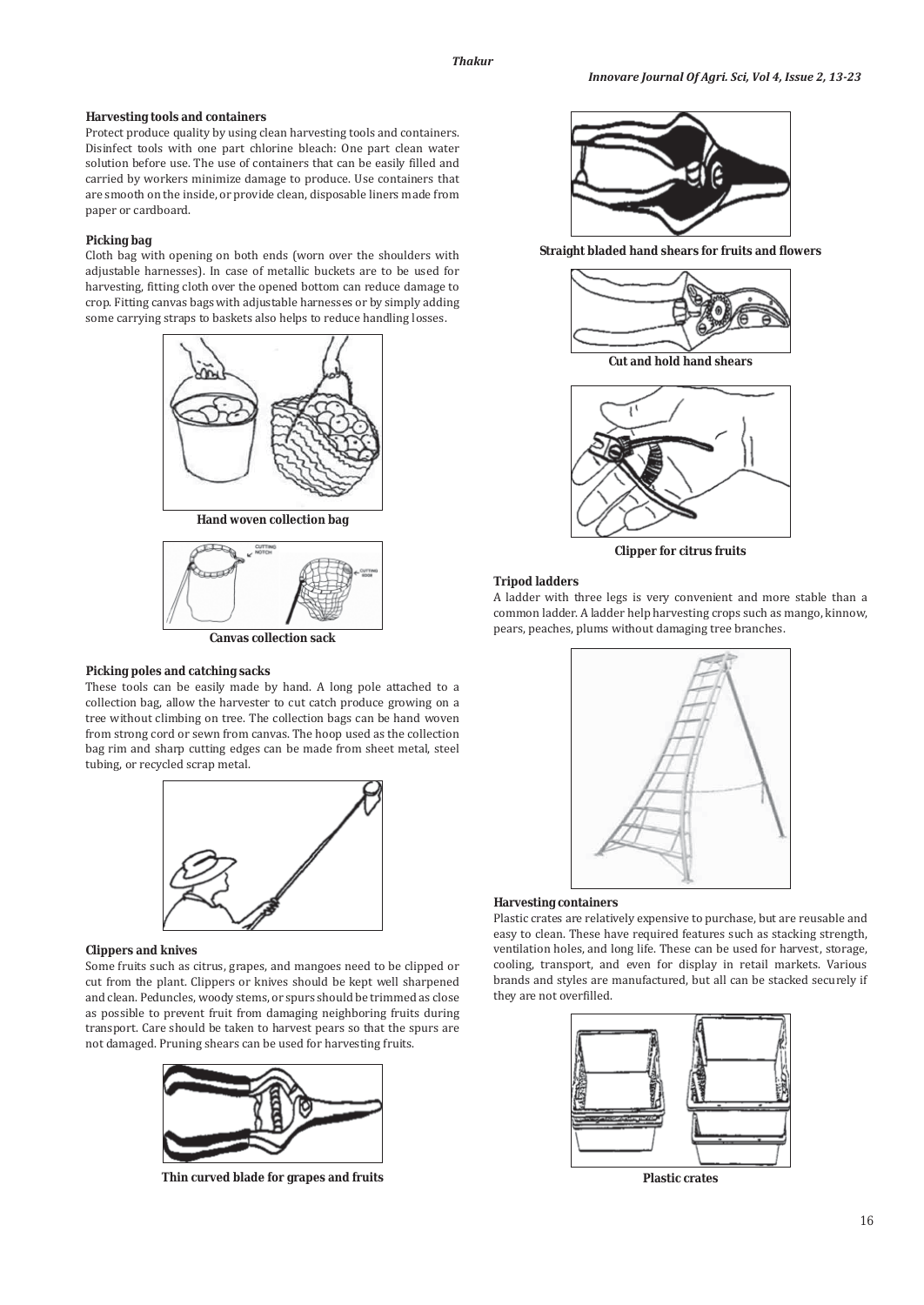### Harvesting tools and containers

Protect produce quality by using clean harvesting tools and containers. Disinfect tools with one part chlorine bleach: One part clean water solution before use. The use of containers that can be easily filled and carried by workers minimize damage to produce. Use containers that are smooth on the inside, or provide clean, disposable liners made from paper or cardboard.

### Picking bag

Cloth bag with opening on both ends (worn over the shoulders with adjustable harnesses). In case of metallic buckets are to be used for harvesting, fitting cloth over the opened bottom can reduce damage to crop. Fitting canvas bags with adjustable harnesses or by simply adding some carrying straps to baskets also helps to reduce handling losses.

**Hand woven collection bag**

**Canvas collection sack**

### Picking poles and catching sacks

These tools can be easily made by hand. A long pole attached to a collection bag, allow the harvester to cut catch produce growing on a tree without climbing on tree. The collection bags can be hand woven from strong cord or sewn from canvas. The hoop used as the collection bag rim and sharp cutting edges can be made from sheet metal, steel tubing, or recycled scrap metal.

### Clippers and knives

Some fruits such as citrus, grapes, and mangoes need to be clipped or cut from the plant. Clippers or knives should be kept well sharpened and clean. Peduncles, woody stems, or spurs should be trimmed as close as possible to prevent fruit from damaging neighboring fruits during transport. Care should be taken to harvest pears so that the spurs are not damaged. Pruning shears can be used for harvesting fruits.

**Thin curved blade for grapes and fruits**

**Straight bladed hand shears for fruits and flowers**

**Cut and hold hand shears**

**Clipper for citrus fruits**

### Tripod ladders

A ladder with three legs is very convenient and more stable than a common ladder. A ladder help harvesting crops such as mango, kinnow, pears, peaches, plums without damaging tree branches.

### Harvesting containers

Plastic crates are relatively expensive to purchase, but are reusable and easy to clean. These have required features such as stacking strength, ventilation holes, and long life. These can be used for harvest, storage, cooling, transport, and even for display in retail markets. Various brands and styles are manufactured, but all can be stacked securely if they are not overfilled.

**Plastic crates**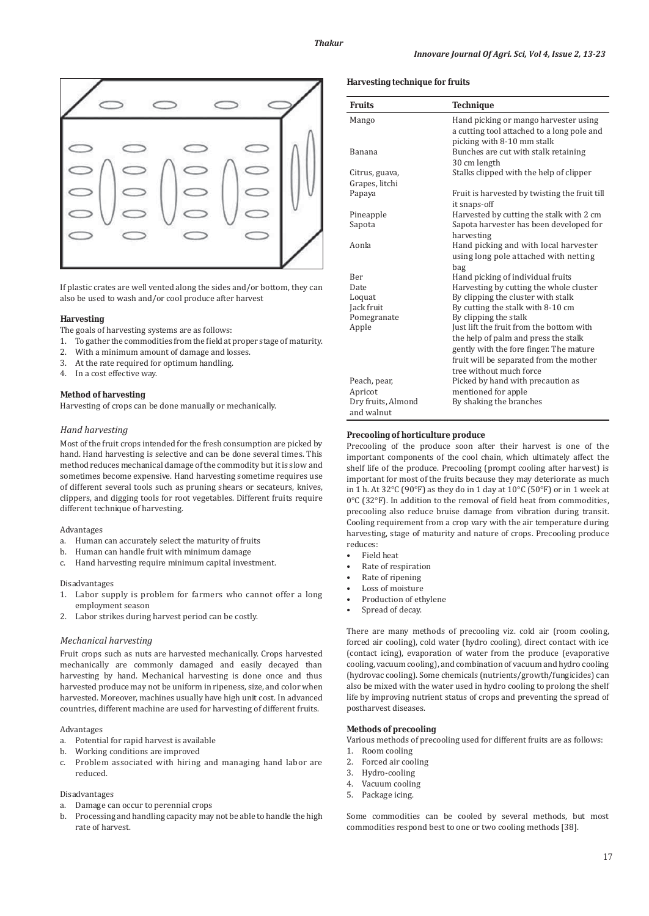If plastic crates are well vented along the sides and/or bottom, they can also be used to wash and/or cool produce after harvest

### Harvesting

The goals of harvesting systems are as follows:

1. To gather the commodities from the field at proper stage of maturity.
2. With a minimum amount of damage and losses.
3. At the rate required for optimum handling.
4. In a cost effective way.

### Method of harvesting

Harvesting of crops can be done manually or mechanically.

#### *Hand harvesting*

Most of the fruit crops intended for the fresh consumption are picked by hand. Hand harvesting is selective and can be done several times. This method reduces mechanical damage of the commodity but it is slow and sometimes become expensive. Hand harvesting sometime requires use of different several tools such as pruning shears or secateurs, knives, clippers, and digging tools for root vegetables. Different fruits require different technique of harvesting.

Advantages

a. Human can accurately select the maturity of fruits
b. Human can handle fruit with minimum damage
c. Hand harvesting require minimum capital investment.

Disadvantages

1. Labor supply is problem for farmers who cannot offer a long employment season
2. Labor strikes during harvest period can be costly.

#### *Mechanical harvesting*

Fruit crops such as nuts are harvested mechanically. Crops harvested mechanically are commonly damaged and easily decayed than harvesting by hand. Mechanical harvesting is done once and thus harvested produce may not be uniform in ripeness, size, and color when harvested. Moreover, machines usually have high unit cost. In advanced countries, different machine are used for harvesting of different fruits.

Advantages

a. Potential for rapid harvest is available
b. Working conditions are improved
c. Problem associated with hiring and managing hand labor are reduced.

Disadvantages

a. Damage can occur to perennial crops
b. Processing and handling capacity may not be able to handle the high rate of harvest.

### Harvesting technique for fruits

| Fruits | Technique |
|---|---|
| Mango | Hand picking or mango harvester using a cutting tool attached to a long pole and picking with 8-10 mm stalk |
| Banana | Bunches are cut with stalk retaining 30 cm length |
| Citrus, guava, Grapes, litchi | Stalks clipped with the help of clipper |
| Papaya | Fruit is harvested by twisting the fruit till it snaps-off |
| Pineapple | Harvested by cutting the stalk with 2 cm |
| Sapota | Sapota harvester has been developed for harvesting |
| Aonla | Hand picking and with local harvester using long pole attached with netting bag |
| Ber | Hand picking of individual fruits |
| Date | Harvesting by cutting the whole cluster |
| Loquat | By clipping the cluster with stalk |
| Jack fruit | By cutting the stalk with 8-10 cm |
| Pomegranate | By clipping the stalk |
| Apple | Just lift the fruit from the bottom with the help of palm and press the stalk gently with the fore finger. The mature fruit will be separated from the mother tree without much force |
| Peach, pear, Apricot | Picked by hand with precaution as mentioned for apple |
| Dry fruits, Almond and walnut | By shaking the branches |

### Precooling of horticulture produce

Precooling of the produce soon after their harvest is one of the important components of the cool chain, which ultimately affect the shelf life of the produce. Precooling (prompt cooling after harvest) is important for most of the fruits because they may deteriorate as much in 1 h. At 32°C (90°F) as they do in 1 day at 10°C (50°F) or in 1 week at 0°C (32°F). In addition to the removal of field heat from commodities, precooling also reduce bruise damage from vibration during transit. Cooling requirement from a crop vary with the air temperature during harvesting, stage of maturity and nature of crops. Precooling produce reduces:

- Field heat
- Rate of respiration
- Rate of ripening
- Loss of moisture
- Production of ethylene
- Spread of decay.

There are many methods of precooling viz. cold air (room cooling, forced air cooling), cold water (hydro cooling), direct contact with ice (contact icing), evaporation of water from the produce (evaporative cooling, vacuum cooling), and combination of vacuum and hydro cooling (hydrovac cooling). Some chemicals (nutrients/growth/fungicides) can also be mixed with the water used in hydro cooling to prolong the shelf life by improving nutrient status of crops and preventing the spread of postharvest diseases.

### Methods of precooling

Various methods of precooling used for different fruits are as follows:

1. Room cooling
2. Forced air cooling
3. Hydro-cooling
4. Vacuum cooling
5. Package icing.

Some commodities can be cooled by several methods, but most commodities respond best to one or two cooling methods [38].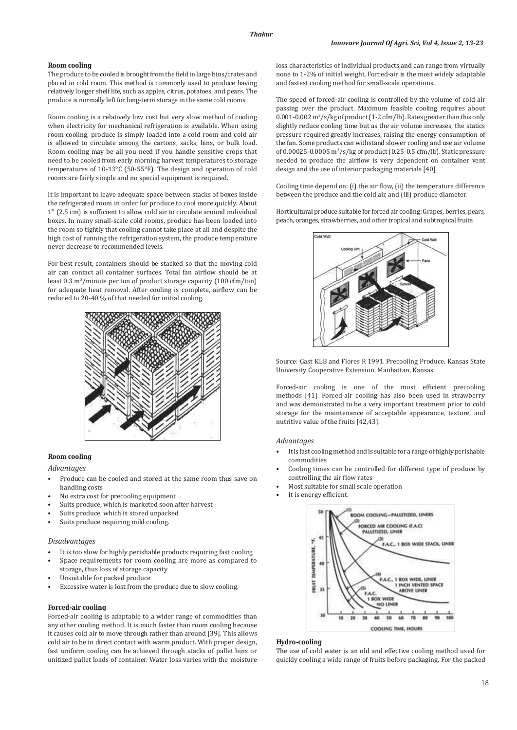### Room cooling

The produce to be cooled is brought from the field in large bins/crates and placed in cold room. This method is commonly used to produce having relatively longer shelf life, such as apples, citrus, potatoes, and pears. The produce is normally left for long-term storage in the same cold rooms.

Room cooling is a relatively low cost but very slow method of cooling when electricity for mechanical refrigeration is available. When using room cooling, produce is simply loaded into a cold room and cold air is allowed to circulate among the cartons, sacks, bins, or bulk load. Room cooling may be all you need if you handle sensitive crops that need to be cooled from early morning harvest temperatures to storage temperatures of 10-13°C (50-55°F). The design and operation of cold rooms are fairly simple and no special equipment is required.

It is important to leave adequate space between stacks of boxes inside the refrigerated room in order for produce to cool more quickly. About 1″ (2.5 cm) is sufficient to allow cold air to circulate around individual boxes. In many small-scale cold rooms, produce has been loaded into the room so tightly that cooling cannot take place at all and despite the high cost of running the refrigeration system, the produce temperature never decrease to recommended levels.

For best result, containers should be stacked so that the moving cold air can contact all container surfaces. Total fan airflow should be at least 0.3 $m^3$/minute per ton of product storage capacity (100 cfm/ton) for adequate heat removal. After cooling is complete, airflow can be reduced to 20-40 % of that needed for initial cooling.

### Room cooling

*Advantages*

- Produce can be cooled and stored at the same room thus save on handling costs
- No extra cost for precooling equipment
- Suits produce, which is marketed soon after harvest
- Suits produce, which is stored unpacked
- Suits produce requiring mild cooling.

*Disadvantages*

- It is too slow for highly perishable products requiring fast cooling
- Space requirements for room cooling are more as compared to storage, thus loss of storage capacity
- Unsuitable for packed produce
- Excessive water is lost from the produce due to slow cooling.

### Forced-air cooling

Forced-air cooling is adaptable to a wider range of commodities than any other cooling method. It is much faster than room cooling because it causes cold air to move through rather than around [39]. This allows cold air to be in direct contact with warm product. With proper design, fast uniform cooling can be achieved through stacks of pallet bins or unitized pallet loads of container. Water loss varies with the moisture loss characteristics of individual products and can range from virtually none to 1-2% of initial weight. Forced-air is the most widely adaptable and fastest cooling method for small-scale operations.

The speed of forced-air cooling is controlled by the volume of cold air passing over the product. Maximum feasible cooling requires about 0.001-0.002 $m^3$/s/kg of product (1-2 cfm/lb). Rates greater than this only slightly reduce cooling time but as the air volume increases, the statics pressure required greatly increases, raising the energy consumption of the fan. Some products can withstand slower cooling and use air volume of 0.00025-0.0005 $m^3$/s/kg of product (0.25-0.5 cfm/lb). Static pressure needed to produce the airflow is very dependent on container vent design and the use of interior packaging materials [40].

Cooling time depend on: (i) the air flow, (ii) the temperature difference between the produce and the cold air, and (iii) produce diameter.

Horticultural produce suitable for forced air cooling: Grapes, berries, pears, peach, oranges, strawberries, and other tropical and subtropical fruits.

Source: Gast KLB and Flores R 1991. Precooling Produce. Kansas State University Cooperative Extension, Manhattan, Kansas

Forced-air cooling is one of the most efficient precooling methods [41]. Forced-air cooling has also been used in strawberry and was demonstrated to be a very important treatment prior to cold storage for the maintenance of acceptable appearance, texture, and nutritive value of the fruits [42,43].

*Advantages*

- It is fast cooling method and is suitable for a range of highly perishable commodities
- Cooling times can be controlled for different type of produce by controlling the air flow rates
- Most suitable for small scale operation
- It is energy efficient.

### Hydro-cooling

The use of cold water is an old and effective cooling method used for quickly cooling a wide range of fruits before packaging. For the packed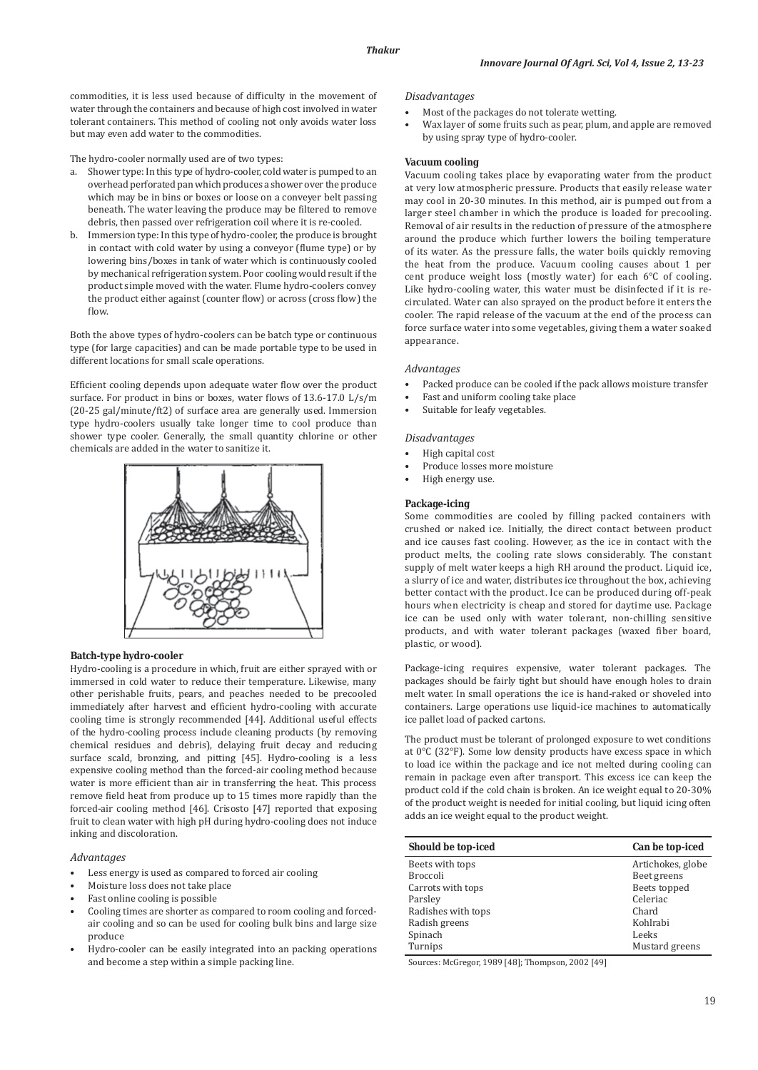commodities, it is less used because of difficulty in the movement of water through the containers and because of high cost involved in water tolerant containers. This method of cooling not only avoids water loss but may even add water to the commodities.

The hydro-cooler normally used are of two types:

a. Shower type: In this type of hydro-cooler, cold water is pumped to an overhead perforated pan which produces a shower over the produce which may be in bins or boxes or loose on a conveyer belt passing beneath. The water leaving the produce may be filtered to remove debris, then passed over refrigeration coil where it is re-cooled.
b. Immersion type: In this type of hydro-cooler, the produce is brought in contact with cold water by using a conveyor (flume type) or by lowering bins/boxes in tank of water which is continuously cooled by mechanical refrigeration system. Poor cooling would result if the product simple moved with the water. Flume hydro-coolers convey the product either against (counter flow) or across (cross flow) the flow.

Both the above types of hydro-coolers can be batch type or continuous type (for large capacities) and can be made portable type to be used in different locations for small scale operations.

Efficient cooling depends upon adequate water flow over the product surface. For product in bins or boxes, water flows of 13.6-17.0 L/s/m (20-25 gal/minute/ft2) of surface area are generally used. Immersion type hydro-coolers usually take longer time to cool produce than shower type cooler. Generally, the small quantity chlorine or other chemicals are added in the water to sanitize it.

**Batch-type hydro-cooler**

Hydro-cooling is a procedure in which, fruit are either sprayed with or immersed in cold water to reduce their temperature. Likewise, many other perishable fruits, pears, and peaches needed to be precooled immediately after harvest and efficient hydro-cooling with accurate cooling time is strongly recommended [44]. Additional useful effects of the hydro-cooling process include cleaning products (by removing chemical residues and debris), delaying fruit decay and reducing surface scald, bronzing, and pitting [45]. Hydro-cooling is a less expensive cooling method than the forced-air cooling method because water is more efficient than air in transferring the heat. This process remove field heat from produce up to 15 times more rapidly than the forced-air cooling method [46]. Crisosto [47] reported that exposing fruit to clean water with high pH during hydro-cooling does not induce inking and discoloration.

*Advantages*

- Less energy is used as compared to forced air cooling
- Moisture loss does not take place
- Fast online cooling is possible
- Cooling times are shorter as compared to room cooling and forced-air cooling and so can be used for cooling bulk bins and large size produce
- Hydro-cooler can be easily integrated into an packing operations and become a step within a simple packing line.

*Disadvantages*

- Most of the packages do not tolerate wetting.
- Wax layer of some fruits such as pear, plum, and apple are removed by using spray type of hydro-cooler.

**Vacuum cooling**

Vacuum cooling takes place by evaporating water from the product at very low atmospheric pressure. Products that easily release water may cool in 20-30 minutes. In this method, air is pumped out from a larger steel chamber in which the produce is loaded for precooling. Removal of air results in the reduction of pressure of the atmosphere around the produce which further lowers the boiling temperature of its water. As the pressure falls, the water boils quickly removing the heat from the produce. Vacuum cooling causes about 1 per cent produce weight loss (mostly water) for each 6°C of cooling. Like hydro-cooling water, this water must be disinfected if it is re-circulated. Water can also sprayed on the product before it enters the cooler. The rapid release of the vacuum at the end of the process can force surface water into some vegetables, giving them a water soaked appearance.

*Advantages*

- Packed produce can be cooled if the pack allows moisture transfer
- Fast and uniform cooling take place
- Suitable for leafy vegetables.

*Disadvantages*

- High capital cost
- Produce losses more moisture
- High energy use.

**Package-icing**

Some commodities are cooled by filling packed containers with crushed or naked ice. Initially, the direct contact between product and ice causes fast cooling. However, as the ice in contact with the product melts, the cooling rate slows considerably. The constant supply of melt water keeps a high RH around the product. Liquid ice, a slurry of ice and water, distributes ice throughout the box, achieving better contact with the product. Ice can be produced during off-peak hours when electricity is cheap and stored for daytime use. Package ice can be used only with water tolerant, non-chilling sensitive products, and with water tolerant packages (waxed fiber board, plastic, or wood).

Package-icing requires expensive, water tolerant packages. The packages should be fairly tight but should have enough holes to drain melt water. In small operations the ice is hand-raked or shoveled into containers. Large operations use liquid-ice machines to automatically ice pallet load of packed cartons.

The product must be tolerant of prolonged exposure to wet conditions at 0°C (32°F). Some low density products have excess space in which to load ice within the package and ice not melted during cooling can remain in package even after transport. This excess ice can keep the product cold if the cold chain is broken. An ice weight equal to 20-30% of the product weight is needed for initial cooling, but liquid icing often adds an ice weight equal to the product weight.

| Should be top-iced | Can be top-iced |
|---|---|
| Beets with tops | Artichokes, globe |
| Broccoli | Beet greens |
| Carrots with tops | Beets topped |
| Parsley | Celeriac |
| Radishes with tops | Chard |
| Radish greens | Kohlrabi |
| Spinach | Leeks |
| Turnips | Mustard greens |

Sources: McGregor, 1989 [48]; Thompson, 2002 [49]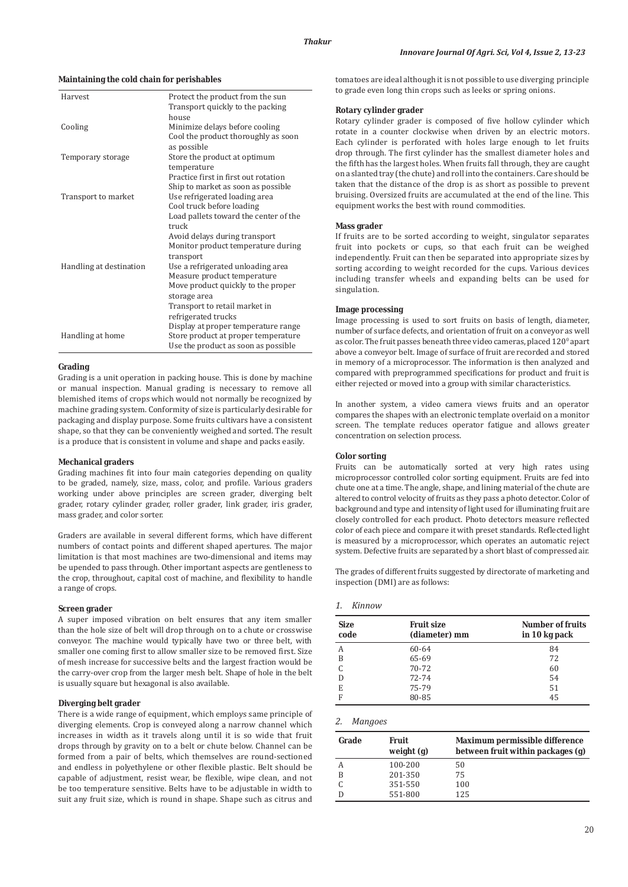**Maintaining the cold chain for perishables**

| | |
|---|---|
| Harvest | Protect the product from the sun<br>Transport quickly to the packing house |
| Cooling | Minimize delays before cooling<br>Cool the product thoroughly as soon as possible |
| Temporary storage | Store the product at optimum temperature<br>Practice first in first out rotation<br>Ship to market as soon as possible |
| Transport to market | Use refrigerated loading area<br>Cool truck before loading<br>Load pallets toward the center of the truck<br>Avoid delays during transport<br>Monitor product temperature during transport |
| Handling at destination | Use a refrigerated unloading area<br>Measure product temperature<br>Move product quickly to the proper storage area<br>Transport to retail market in refrigerated trucks<br>Display at proper temperature range |
| Handling at home | Store product at proper temperature<br>Use the product as soon as possible |

### Grading

Grading is a unit operation in packing house. This is done by machine or manual inspection. Manual grading is necessary to remove all blemished items of crops which would not normally be recognized by machine grading system. Conformity of size is particularly desirable for packaging and display purpose. Some fruits cultivars have a consistent shape, so that they can be conveniently weighed and sorted. The result is a produce that is consistent in volume and shape and packs easily.

### Mechanical graders

Grading machines fit into four main categories depending on quality to be graded, namely, size, mass, color, and profile. Various graders working under above principles are screen grader, diverging belt grader, rotary cylinder grader, roller grader, link grader, iris grader, mass grader, and color sorter.

Graders are available in several different forms, which have different numbers of contact points and different shaped apertures. The major limitation is that most machines are two-dimensional and items may be upended to pass through. Other important aspects are gentleness to the crop, throughout, capital cost of machine, and flexibility to handle a range of crops.

### Screen grader

A super imposed vibration on belt ensures that any item smaller than the hole size of belt will drop through on to a chute or crosswise conveyor. The machine would typically have two or three belt, with smaller one coming first to allow smaller size to be removed first. Size of mesh increase for successive belts and the largest fraction would be the carry-over crop from the larger mesh belt. Shape of hole in the belt is usually square but hexagonal is also available.

### Diverging belt grader

There is a wide range of equipment, which employs same principle of diverging elements. Crop is conveyed along a narrow channel which increases in width as it travels along until it is so wide that fruit drops through by gravity on to a belt or chute below. Channel can be formed from a pair of belts, which themselves are round-sectioned and endless in polyethylene or other flexible plastic. Belt should be capable of adjustment, resist wear, be flexible, wipe clean, and not be too temperature sensitive. Belts have to be adjustable in width to suit any fruit size, which is round in shape. Shape such as citrus and tomatoes are ideal although it is not possible to use diverging principle to grade even long thin crops such as leeks or spring onions.

### Rotary cylinder grader

Rotary cylinder grader is composed of five hollow cylinder which rotate in a counter clockwise when driven by an electric motors. Each cylinder is perforated with holes large enough to let fruits drop through. The first cylinder has the smallest diameter holes and the fifth has the largest holes. When fruits fall through, they are caught on a slanted tray (the chute) and roll into the containers. Care should be taken that the distance of the drop is as short as possible to prevent bruising. Oversized fruits are accumulated at the end of the line. This equipment works the best with round commodities.

### Mass grader

If fruits are to be sorted according to weight, singulator separates fruit into pockets or cups, so that each fruit can be weighed independently. Fruit can then be separated into appropriate sizes by sorting according to weight recorded for the cups. Various devices including transfer wheels and expanding belts can be used for singulation.

### Image processing

Image processing is used to sort fruits on basis of length, diameter, number of surface defects, and orientation of fruit on a conveyor as well as color. The fruit passes beneath three video cameras, placed $120^0$ apart above a conveyor belt. Image of surface of fruit are recorded and stored in memory of a microprocessor. The information is then analyzed and compared with preprogrammed specifications for product and fruit is either rejected or moved into a group with similar characteristics.

In another system, a video camera views fruits and an operator compares the shapes with an electronic template overlaid on a monitor screen. The template reduces operator fatigue and allows greater concentration on selection process.

### Color sorting

Fruits can be automatically sorted at very high rates using microprocessor controlled color sorting equipment. Fruits are fed into chute one at a time. The angle, shape, and lining material of the chute are altered to control velocity of fruits as they pass a photo detector. Color of background and type and intensity of light used for illuminating fruit are closely controlled for each product. Photo detectors measure reflected color of each piece and compare it with preset standards. Reflected light is measured by a microprocessor, which operates an automatic reject system. Defective fruits are separated by a short blast of compressed air.

The grades of different fruits suggested by directorate of marketing and inspection (DMI) are as follows:

1. *Kinnow*

| Size code | Fruit size (diameter) mm | Number of fruits in 10 kg pack |
|---|---|---|
| A | 60-64 | 84 |
| B | 65-69 | 72 |
| C | 70-72 | 60 |
| D | 72-74 | 54 |
| E | 75-79 | 51 |
| F | 80-85 | 45 |

2. *Mangoes*

| Grade | Fruit weight (g) | Maximum permissible difference between fruit within packages (g) |
|---|---|---|
| A | 100-200 | 50 |
| B | 201-350 | 75 |
| C | 351-550 | 100 |
| D | 551-800 | 125 |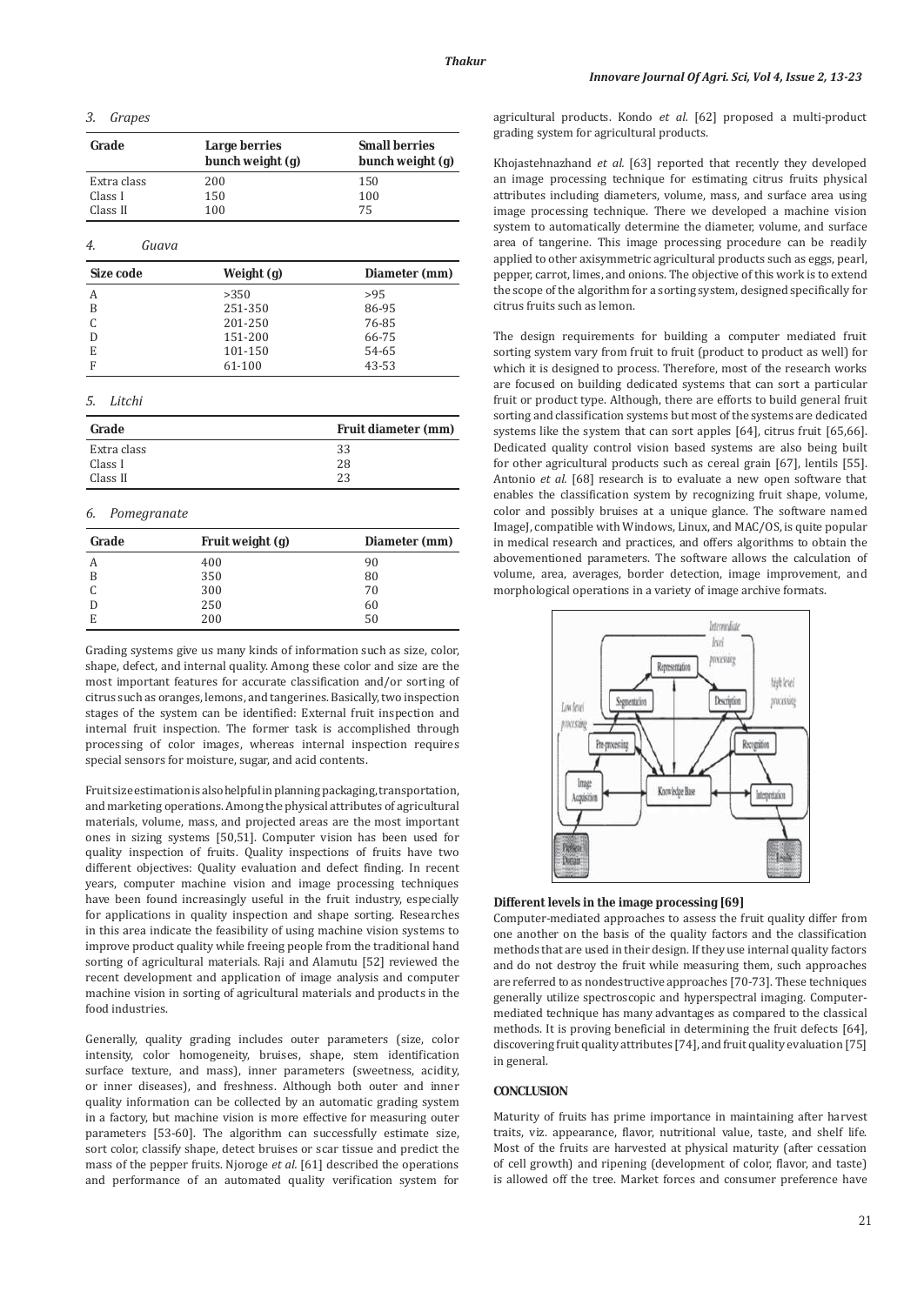### 3. Grapes

| Grade | Large berries bunch weight (g) | Small berries bunch weight (g) |
|---|---|---|
| Extra class | 200 | 150 |
| Class I | 150 | 100 |
| Class II | 100 | 75 |

### 4. Guava

| Size code | Weight (g) | Diameter (mm) |
|---|---|---|
| A | >350 | >95 |
| B | 251-350 | 86-95 |
| C | 201-250 | 76-85 |
| D | 151-200 | 66-75 |
| E | 101-150 | 54-65 |
| F | 61-100 | 43-53 |

### 5. Litchi

| Grade | Fruit diameter (mm) |
|---|---|
| Extra class | 33 |
| Class I | 28 |
| Class II | 23 |

### 6. Pomegranate

| Grade | Fruit weight (g) | Diameter (mm) |
|---|---|---|
| A | 400 | 90 |
| B | 350 | 80 |
| C | 300 | 70 |
| D | 250 | 60 |
| E | 200 | 50 |

Grading systems give us many kinds of information such as size, color, shape, defect, and internal quality. Among these color and size are the most important features for accurate classification and/or sorting of citrus such as oranges, lemons, and tangerines. Basically, two inspection stages of the system can be identified: External fruit inspection and internal fruit inspection. The former task is accomplished through processing of color images, whereas internal inspection requires special sensors for moisture, sugar, and acid contents.

Fruit size estimation is also helpful in planning packaging, transportation, and marketing operations. Among the physical attributes of agricultural materials, volume, mass, and projected areas are the most important ones in sizing systems [50,51]. Computer vision has been used for quality inspection of fruits. Quality inspections of fruits have two different objectives: Quality evaluation and defect finding. In recent years, computer machine vision and image processing techniques have been found increasingly useful in the fruit industry, especially for applications in quality inspection and shape sorting. Researches in this area indicate the feasibility of using machine vision systems to improve product quality while freeing people from the traditional hand sorting of agricultural materials. Raji and Alamutu [52] reviewed the recent development and application of image analysis and computer machine vision in sorting of agricultural materials and products in the food industries.

Generally, quality grading includes outer parameters (size, color intensity, color homogeneity, bruises, shape, stem identification surface texture, and mass), inner parameters (sweetness, acidity, or inner diseases), and freshness. Although both outer and inner quality information can be collected by an automatic grading system in a factory, but machine vision is more effective for measuring outer parameters [53-60]. The algorithm can successfully estimate size, sort color, classify shape, detect bruises or scar tissue and predict the mass of the pepper fruits. Njoroge *et al.* [61] described the operations and performance of an automated quality verification system for agricultural products. Kondo *et al.* [62] proposed a multi-product grading system for agricultural products.

Khojastehnazhand *et al.* [63] reported that recently they developed an image processing technique for estimating citrus fruits physical attributes including diameters, volume, mass, and surface area using image processing technique. There we developed a machine vision system to automatically determine the diameter, volume, and surface area of tangerine. This image processing procedure can be readily applied to other axisymmetric agricultural products such as eggs, pearl, pepper, carrot, limes, and onions. The objective of this work is to extend the scope of the algorithm for a sorting system, designed specifically for citrus fruits such as lemon.

The design requirements for building a computer mediated fruit sorting system vary from fruit to fruit (product to product as well) for which it is designed to process. Therefore, most of the research works are focused on building dedicated systems that can sort a particular fruit or product type. Although, there are efforts to build general fruit sorting and classification systems but most of the systems are dedicated systems like the system that can sort apples [64], citrus fruit [65,66]. Dedicated quality control vision based systems are also being built for other agricultural products such as cereal grain [67], lentils [55]. Antonio *et al.* [68] research is to evaluate a new open software that enables the classification system by recognizing fruit shape, volume, color and possibly bruises at a unique glance. The software named ImageJ, compatible with Windows, Linux, and MAC/OS, is quite popular in medical research and practices, and offers algorithms to obtain the abovementioned parameters. The software allows the calculation of volume, area, averages, border detection, image improvement, and morphological operations in a variety of image archive formats.

**Different levels in the image processing [69]**

Computer-mediated approaches to assess the fruit quality differ from one another on the basis of the quality factors and the classification methods that are used in their design. If they use internal quality factors and do not destroy the fruit while measuring them, such approaches are referred to as nondestructive approaches [70-73]. These techniques generally utilize spectroscopic and hyperspectral imaging. Computer-mediated technique has many advantages as compared to the classical methods. It is proving beneficial in determining the fruit defects [64], discovering fruit quality attributes [74], and fruit quality evaluation [75] in general.

## CONCLUSION

Maturity of fruits has prime importance in maintaining after harvest traits, viz. appearance, flavor, nutritional value, taste, and shelf life. Most of the fruits are harvested at physical maturity (after cessation of cell growth) and ripening (development of color, flavor, and taste) is allowed off the tree. Market forces and consumer preference have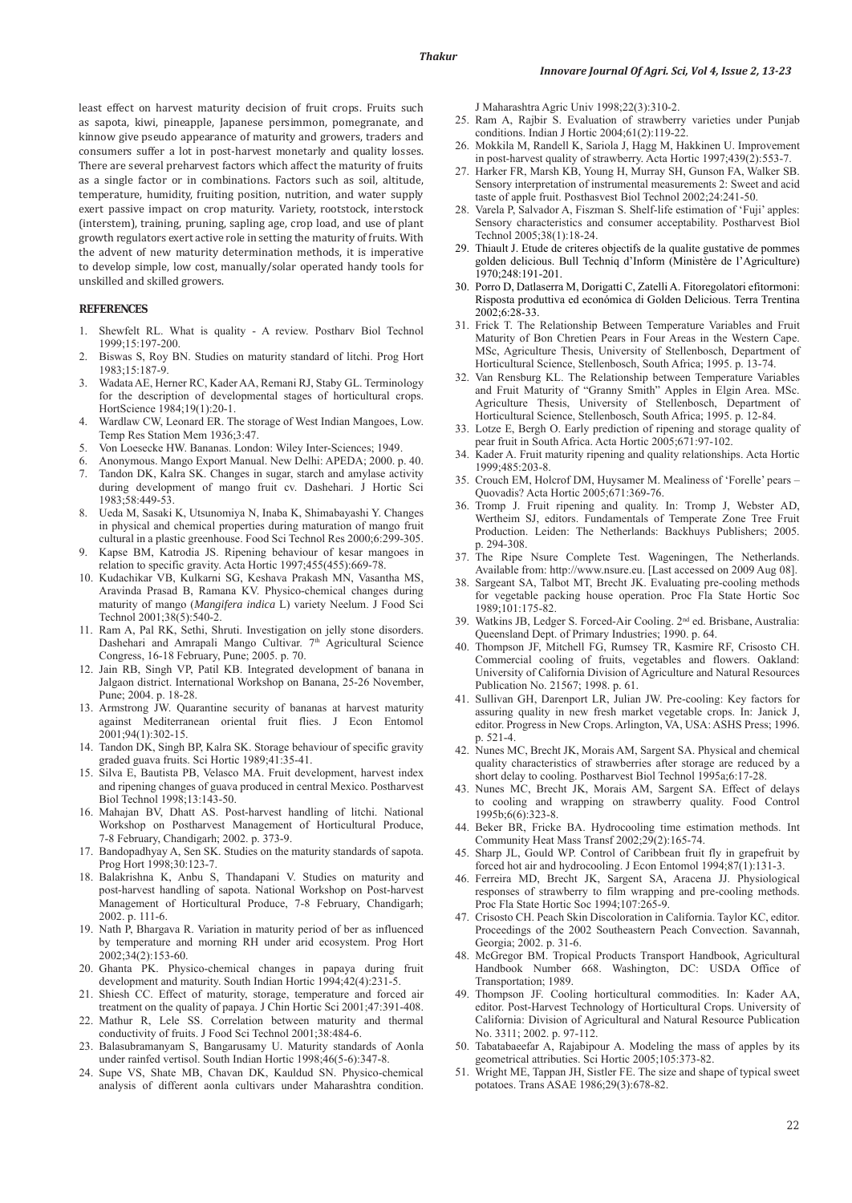least effect on harvest maturity decision of fruit crops. Fruits such as sapota, kiwi, pineapple, Japanese persimmon, pomegranate, and kinnow give pseudo appearance of maturity and growers, traders and consumers suffer a lot in post-harvest monetarly and quality losses. There are several preharvest factors which affect the maturity of fruits as a single factor or in combinations. Factors such as soil, altitude, temperature, humidity, fruiting position, nutrition, and water supply exert passive impact on crop maturity. Variety, rootstock, interstock (interstem), training, pruning, sapling age, crop load, and use of plant growth regulators exert active role in setting the maturity of fruits. With the advent of new maturity determination methods, it is imperative to develop simple, low cost, manually/solar operated handy tools for unskilled and skilled growers.

## REFERENCES

1. Shewfelt RL. What is quality - A review. Postharv Biol Technol 1999;15:197-200.
2. Biswas S, Roy BN. Studies on maturity standard of litchi. Prog Hort 1983;15:187-9.
3. Wadata AE, Herner RC, Kader AA, Remani RJ, Staby GL. Terminology for the description of developmental stages of horticultural crops. HortScience 1984;19(1):20-1.
4. Wardlaw CW, Leonard ER. The storage of West Indian Mangoes, Low. Temp Res Station Mem 1936;3:47.
5. Von Loesecke HW. Bananas. London: Wiley Inter-Sciences; 1949.
6. Anonymous. Mango Export Manual. New Delhi: APEDA; 2000. p. 40.
7. Tandon DK, Kalra SK. Changes in sugar, starch and amylase activity during development of mango fruit cv. Dashehari. J Hortic Sci 1983;58:449-53.
8. Ueda M, Sasaki K, Utsunomiya N, Inaba K, Shimabayashi Y. Changes in physical and chemical properties during maturation of mango fruit cultural in a plastic greenhouse. Food Sci Technol Res 2000;6:299-305.
9. Kapse BM, Katrodia JS. Ripening behaviour of kesar mangoes in relation to specific gravity. Acta Hortic 1997;455(455):669-78.
10. Kudachikar VB, Kulkarni SG, Keshava Prakash MN, Vasantha MS, Aravinda Prasad B, Ramana KV. Physico-chemical changes during maturity of mango (*Mangifera indica* L) variety Neelum. J Food Sci Technol 2001;38(5):540-2.
11. Ram A, Pal RK, Sethi, Shruti. Investigation on jelly stone disorders. Dashehari and Amrapali Mango Cultivar. 7th Agricultural Science Congress, 16-18 February, Pune; 2005. p. 70.
12. Jain RB, Singh VP, Patil KB. Integrated development of banana in Jalgaon district. International Workshop on Banana, 25-26 November, Pune; 2004. p. 18-28.
13. Armstrong JW. Quarantine security of bananas at harvest maturity against Mediterranean oriental fruit flies. J Econ Entomol 2001;94(1):302-15.
14. Tandon DK, Singh BP, Kalra SK. Storage behaviour of specific gravity graded guava fruits. Sci Hortic 1989;41:35-41.
15. Silva E, Bautista PB, Velasco MA. Fruit development, harvest index and ripening changes of guava produced in central Mexico. Postharvest Biol Technol 1998;13:143-50.
16. Mahajan BV, Dhatt AS. Post-harvest handling of litchi. National Workshop on Postharvest Management of Horticultural Produce, 7-8 February, Chandigarh; 2002. p. 373-9.
17. Bandopadhyay A, Sen SK. Studies on the maturity standards of sapota. Prog Hort 1998;30:123-7.
18. Balakrishna K, Anbu S, Thandapani V. Studies on maturity and post-harvest handling of sapota. National Workshop on Post-harvest Management of Horticultural Produce, 7-8 February, Chandigarh; 2002. p. 111-6.
19. Nath P, Bhargava R. Variation in maturity period of ber as influenced by temperature and morning RH under arid ecosystem. Prog Hort 2002;34(2):153-60.
20. Ghanta PK. Physico-chemical changes in papaya during fruit development and maturity. South Indian Hortic 1994;42(4):231-5.
21. Shiesh CC. Effect of maturity, storage, temperature and forced air treatment on the quality of papaya. J Chin Hortic Sci 2001;47:391-408.
22. Mathur R, Lele SS. Correlation between maturity and thermal conductivity of fruits. J Food Sci Technol 2001;38:484-6.
23. Balasubramanyam S, Bangarusamy U. Maturity standards of Aonla under rainfed vertisol. South Indian Hortic 1998;46(5-6):347-8.
24. Supe VS, Shate MB, Chavan DK, Kauldud SN. Physico-chemical analysis of different aonla cultivars under Maharashtra condition. J Maharashtra Agric Univ 1998;22(3):310-2.
25. Ram A, Rajbir S. Evaluation of strawberry varieties under Punjab conditions. Indian J Hortic 2004;61(2):119-22.
26. Mokkila M, Randell K, Sariola J, Hagg M, Hakkinen U. Improvement in post-harvest quality of strawberry. Acta Hortic 1997;439(2):553-7.
27. Harker FR, Marsh KB, Young H, Murray SH, Gunson FA, Walker SB. Sensory interpretation of instrumental measurements 2: Sweet and acid taste of apple fruit. Posthasvest Biol Technol 2002;24:241-50.
28. Varela P, Salvador A, Fiszman S. Shelf-life estimation of 'Fuji' apples: Sensory characteristics and consumer acceptability. Postharvest Biol Technol 2005;38(1):18-24.
29. Thiault J. Etude de criteres objectifs de la qualite gustative de pommes golden delicious. Bull Techniq d'Inform (Ministère de l'Agriculture) 1970;248:191-201.
30. Porro D, Datlaserra M, Dorigatti C, Zatelli A. Fitoregolatori efitormoni: Risposta produttiva ed económica di Golden Delicious. Terra Trentina 2002;6:28-33.
31. Frick T. The Relationship Between Temperature Variables and Fruit Maturity of Bon Chretien Pears in Four Areas in the Western Cape. MSc, Agriculture Thesis, University of Stellenbosch, Department of Horticultural Science, Stellenbosch, South Africa; 1995. p. 13-74.
32. Van Rensburg KL. The Relationship between Temperature Variables and Fruit Maturity of "Granny Smith" Apples in Elgin Area. MSc. Agriculture Thesis, University of Stellenbosch, Department of Horticultural Science, Stellenbosch, South Africa; 1995. p. 12-84.
33. Lotze E, Bergh O. Early prediction of ripening and storage quality of pear fruit in South Africa. Acta Hortic 2005;671:97-102.
34. Kader A. Fruit maturity ripening and quality relationships. Acta Hortic 1999;485:203-8.
35. Crouch EM, Holcrof DM, Huysamer M. Mealiness of 'Forelle' pears – Quovadis? Acta Hortic 2005;671:369-76.
36. Tromp J. Fruit ripening and quality. In: Tromp J, Webster AD, Wertheim SJ, editors. Fundamentals of Temperate Zone Tree Fruit Production. Leiden: The Netherlands: Backhuys Publishers; 2005. p. 294-308.
37. The Ripe Nsure Complete Test. Wageningen, The Netherlands. Available from: http://www.nsure.eu. [Last accessed on 2009 Aug 08].
38. Sargeant SA, Talbot MT, Brecht JK. Evaluating pre-cooling methods for vegetable packing house operation. Proc Fla State Hortic Soc 1989;101:175-82.
39. Watkins JB, Ledger S. Forced-Air Cooling. 2nd ed. Brisbane, Australia: Queensland Dept. of Primary Industries; 1990. p. 64.
40. Thompson JF, Mitchell FG, Rumsey TR, Kasmire RF, Crisosto CH. Commercial cooling of fruits, vegetables and flowers. Oakland: University of California Division of Agriculture and Natural Resources Publication No. 21567; 1998. p. 61.
41. Sullivan GH, Darenport LR, Julian JW. Pre-cooling: Key factors for assuring quality in new fresh market vegetable crops. In: Janick J, editor. Progress in New Crops. Arlington, VA, USA: ASHS Press; 1996. p. 521-4.
42. Nunes MC, Brecht JK, Morais AM, Sargent SA. Physical and chemical quality characteristics of strawberries after storage are reduced by a short delay to cooling. Postharvest Biol Technol 1995a;6:17-28.
43. Nunes MC, Brecht JK, Morais AM, Sargent SA. Effect of delays to cooling and wrapping on strawberry quality. Food Control 1995b;6(6):323-8.
44. Beker BR, Fricke BA. Hydrocooling time estimation methods. Int Community Heat Mass Transf 2002;29(2):165-74.
45. Sharp JL, Gould WP. Control of Caribbean fruit fly in grapefruit by forced hot air and hydrocooling. J Econ Entomol 1994;87(1):131-3.
46. Ferreira MD, Brecht JK, Sargent SA, Aracena JJ. Physiological responses of strawberry to film wrapping and pre-cooling methods. Proc Fla State Hortic Soc 1994;107:265-9.
47. Crisosto CH. Peach Skin Discoloration in California. Taylor KC, editor. Proceedings of the 2002 Southeastern Peach Convection. Savannah, Georgia; 2002. p. 31-6.
48. McGregor BM. Tropical Products Transport Handbook, Agricultural Handbook Number 668. Washington, DC: USDA Office of Transportation; 1989.
49. Thompson JF. Cooling horticultural commodities. In: Kader AA, editor. Post-Harvest Technology of Horticultural Crops. University of California: Division of Agricultural and Natural Resource Publication No. 3311; 2002. p. 97-112.
50. Tabatabaeefar A, Rajabipour A. Modeling the mass of apples by its geometrical attributies. Sci Hortic 2005;105:373-82.
51. Wright ME, Tappan JH, Sistler FE. The size and shape of typical sweet potatoes. Trans ASAE 1986;29(3):678-82.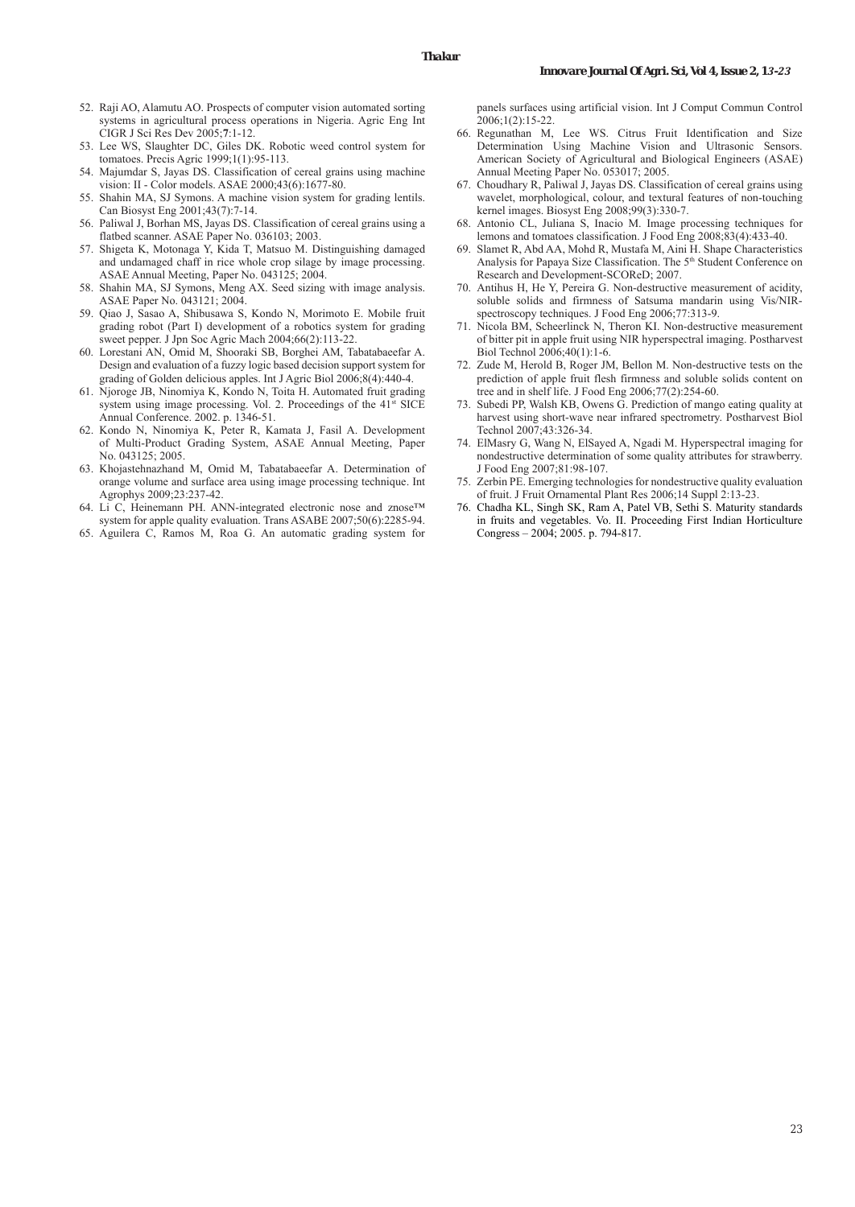52. Raji AO, Alamutu AO. Prospects of computer vision automated sorting systems in agricultural process operations in Nigeria. Agric Eng Int CIGR J Sci Res Dev 2005;**7**:1-12.
53. Lee WS, Slaughter DC, Giles DK. Robotic weed control system for tomatoes. Precis Agric 1999;1(1):95-113.
54. Majumdar S, Jayas DS. Classification of cereal grains using machine vision: II - Color models. ASAE 2000;43(6):1677-80.
55. Shahin MA, SJ Symons. A machine vision system for grading lentils. Can Biosyst Eng 2001;43(7):7-14.
56. Paliwal J, Borhan MS, Jayas DS. Classification of cereal grains using a flatbed scanner. ASAE Paper No. 036103; 2003.
57. Shigeta K, Motonaga Y, Kida T, Matsuo M. Distinguishing damaged and undamaged chaff in rice whole crop silage by image processing. ASAE Annual Meeting, Paper No. 043125; 2004.
58. Shahin MA, SJ Symons, Meng AX. Seed sizing with image analysis. ASAE Paper No. 043121; 2004.
59. Qiao J, Sasao A, Shibusawa S, Kondo N, Morimoto E. Mobile fruit grading robot (Part I) development of a robotics system for grading sweet pepper. J Jpn Soc Agric Mach 2004;66(2):113-22.
60. Lorestani AN, Omid M, Shooraki SB, Borghei AM, Tabatabaeefar A. Design and evaluation of a fuzzy logic based decision support system for grading of Golden delicious apples. Int J Agric Biol 2006;8(4):440-4.
61. Njoroge JB, Ninomiya K, Kondo N, Toita H. Automated fruit grading system using image processing. Vol. 2. Proceedings of the 41st SICE Annual Conference. 2002. p. 1346-51.
62. Kondo N, Ninomiya K, Peter R, Kamata J, Fasil A. Development of Multi-Product Grading System, ASAE Annual Meeting, Paper No. 043125; 2005.
63. Khojastehnazhand M, Omid M, Tabatabaeefar A. Determination of orange volume and surface area using image processing technique. Int Agrophys 2009;23:237-42.
64. Li C, Heinemann PH. ANN-integrated electronic nose and znose™ system for apple quality evaluation. Trans ASABE 2007;50(6):2285-94.
65. Aguilera C, Ramos M, Roa G. An automatic grading system for panels surfaces using artificial vision. Int J Comput Commun Control 2006;1(2):15-22.
66. Regunathan M, Lee WS. Citrus Fruit Identification and Size Determination Using Machine Vision and Ultrasonic Sensors. American Society of Agricultural and Biological Engineers (ASAE) Annual Meeting Paper No. 053017; 2005.
67. Choudhary R, Paliwal J, Jayas DS. Classification of cereal grains using wavelet, morphological, colour, and textural features of non-touching kernel images. Biosyst Eng 2008;99(3):330-7.
68. Antonio CL, Juliana S, Inacio M. Image processing techniques for lemons and tomatoes classification. J Food Eng 2008;83(4):433-40.
69. Slamet R, Abd AA, Mohd R, Mustafa M, Aini H. Shape Characteristics Analysis for Papaya Size Classification. The 5th Student Conference on Research and Development-SCOReD; 2007.
70. Antihus H, He Y, Pereira G. Non-destructive measurement of acidity, soluble solids and firmness of Satsuma mandarin using Vis/NIR-spectroscopy techniques. J Food Eng 2006;77:313-9.
71. Nicola BM, Scheerlinck N, Theron KI. Non-destructive measurement of bitter pit in apple fruit using NIR hyperspectral imaging. Postharvest Biol Technol 2006;40(1):1-6.
72. Zude M, Herold B, Roger JM, Bellon M. Non-destructive tests on the prediction of apple fruit flesh firmness and soluble solids content on tree and in shelf life. J Food Eng 2006;77(2):254-60.
73. Subedi PP, Walsh KB, Owens G. Prediction of mango eating quality at harvest using short-wave near infrared spectrometry. Postharvest Biol Technol 2007;43:326-34.
74. ElMasry G, Wang N, ElSayed A, Ngadi M. Hyperspectral imaging for nondestructive determination of some quality attributes for strawberry. J Food Eng 2007;81:98-107.
75. Zerbin PE. Emerging technologies for nondestructive quality evaluation of fruit. J Fruit Ornamental Plant Res 2006;14 Suppl 2:13-23.
76. Chadha KL, Singh SK, Ram A, Patel VB, Sethi S. Maturity standards in fruits and vegetables. Vo. II. Proceeding First Indian Horticulture Congress – 2004; 2005. p. 794-817.